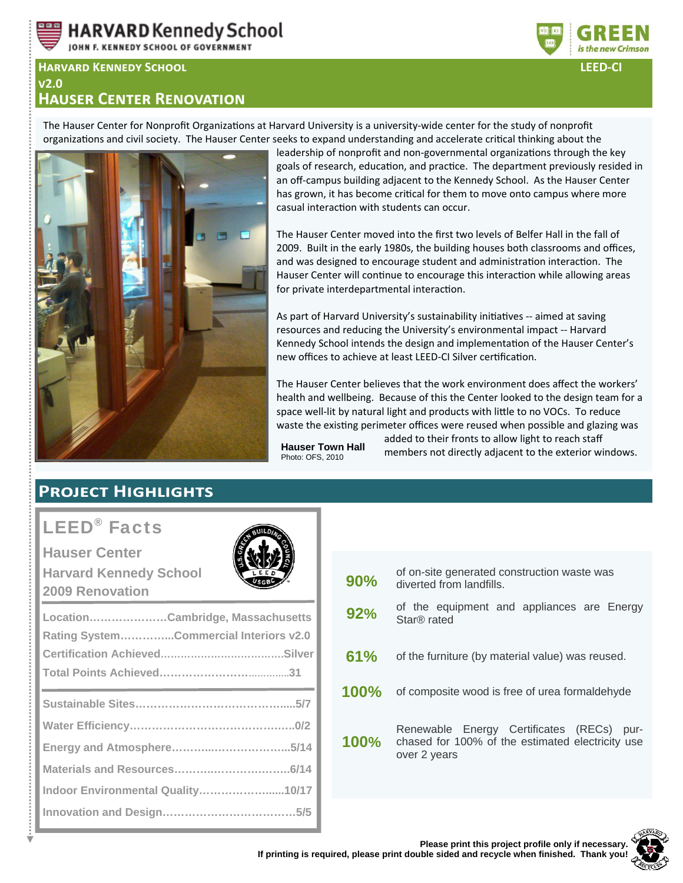# Harvard Kennedy School v2.0 Hauser Center Renovation

LEED-CI

The Hauser Center for Nonprofit Organizations at Harvard University is a university-wide center for the study of nonprofit organizations and civil society. The Hauser Center seeks to expand understanding and accelerate critical thinking about the leadership of nonprofit and non-governmental organizations through the key goals of research, education, and practice. The department previously resided in an off-campus building adjacent to the Kennedy School. As the Hauser Center has grown, it has become critical for them to move onto campus where more casual interaction with students can occur.

The Hauser Center moved into the first two levels of Belfer Hall in the fall of 2009. Built in the early 1980s, the building houses both classrooms and offices, and was designed to encourage student and administration interaction. The Hauser Center will continue to encourage this interaction while allowing areas for private interdepartmental interaction.

As part of Harvard University's sustainability initiatives -- aimed at saving resources and reducing the University's environmental impact -- Harvard Kennedy School intends the design and implementation of the Hauser Center's new offices to achieve at least LEED-CI Silver certification.

The Hauser Center believes that the work environment does affect the workers' health and wellbeing. Because of this the Center looked to the design team for a space well-lit by natural light and products with little to no VOCs. To reduce waste the existing perimeter offices were reused when possible and glazing was added to their fronts to allow light to reach staff members not directly adjacent to the exterior windows.

**Hauser Town Hall**
Photo: OFS, 2010

## Project Highlights

### LEED® Facts

**Hauser Center**
**Harvard Kennedy School**
**2009 Renovation**

| | |
|---|---|
| Location | Cambridge, Massachusetts |
| Rating System | Commercial Interiors v2.0 |
| Certification Achieved | Silver |
| Total Points Achieved | 31 |

| Category | Points |
|---|---|
| Sustainable Sites | 5/7 |
| Water Efficiency | 0/2 |
| Energy and Atmosphere | 5/14 |
| Materials and Resources | 6/14 |
| Indoor Environmental Quality | 10/17 |
| Innovation and Design | 5/5 |

- **90%** of on-site generated construction waste was diverted from landfills.
- **92%** of the equipment and appliances are Energy Star® rated
- **61%** of the furniture (by material value) was reused.
- **100%** of composite wood is free of urea formaldehyde
- **100%** Renewable Energy Certificates (RECs) purchased for 100% of the estimated electricity use over 2 years

**Please print this project profile only if necessary.**
**If printing is required, please print double sided and recycle when finished. Thank you!**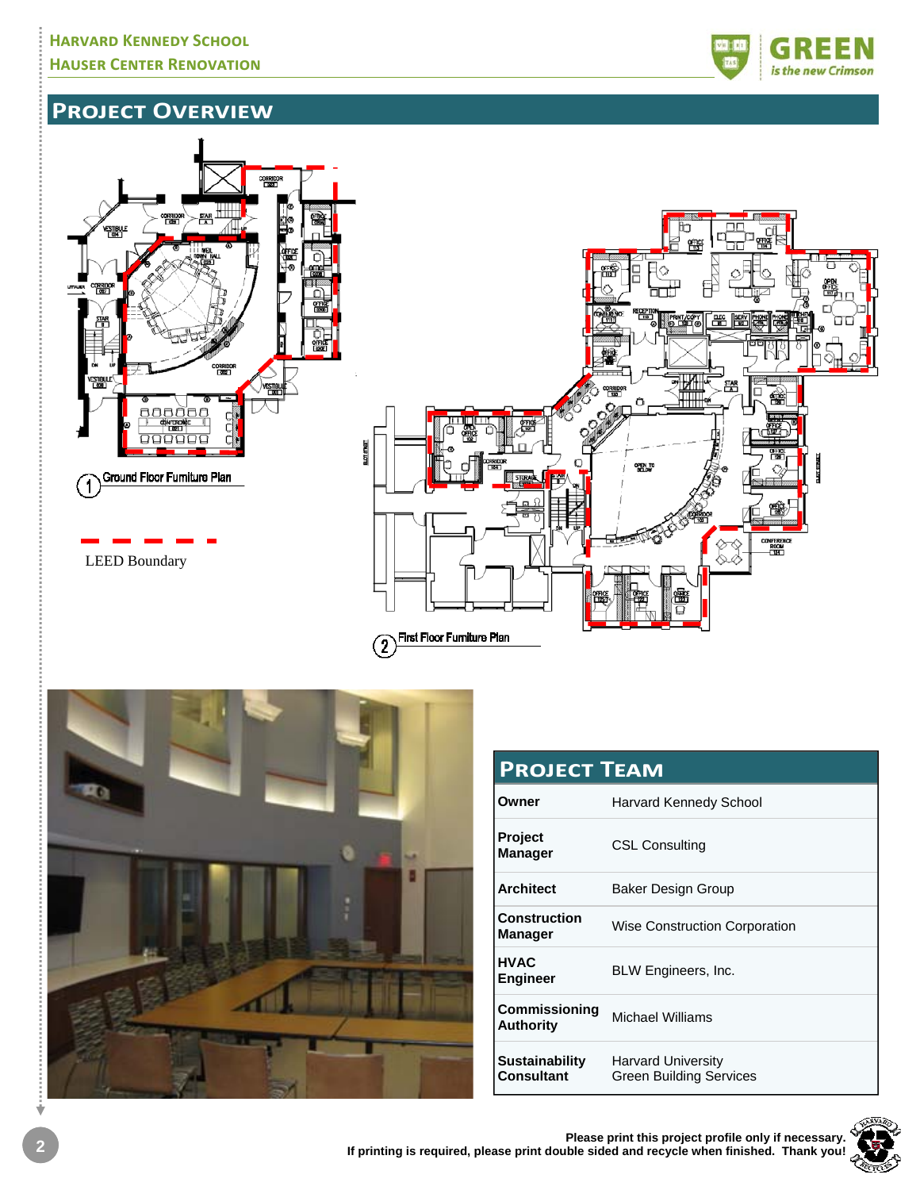# Project Overview

Ground Floor Furniture Plan

LEED Boundary

First Floor Furniture Plan

## Project Team

| Role | Name |
|---|---|
| Owner | Harvard Kennedy School |
| Project Manager | CSL Consulting |
| Architect | Baker Design Group |
| Construction Manager | Wise Construction Corporation |
| HVAC Engineer | BLW Engineers, Inc. |
| Commissioning Authority | Michael Williams |
| Sustainability Consultant | Harvard University Green Building Services |

**Please print this project profile only if necessary. If printing is required, please print double sided and recycle when finished. Thank you!**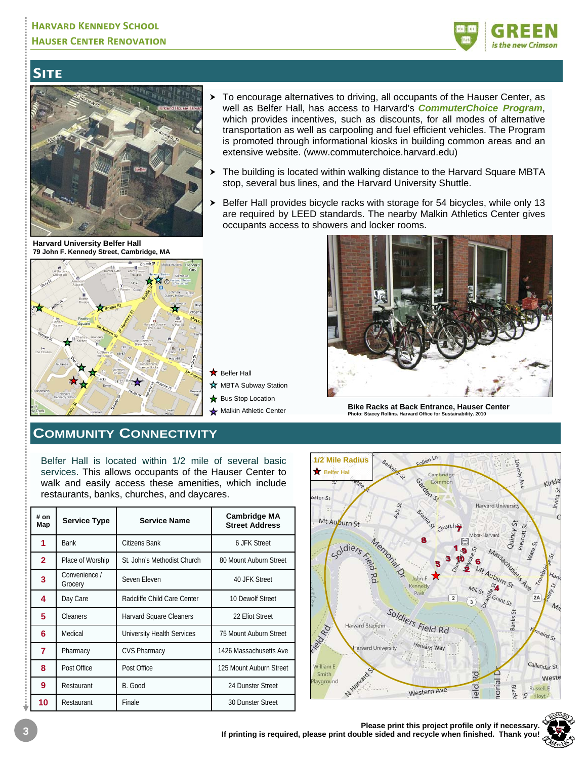## Site

- To encourage alternatives to driving, all occupants of the Hauser Center, as well as Belfer Hall, has access to Harvard's ***CommuterChoice Program***, which provides incentives, such as discounts, for all modes of alternative transportation as well as carpooling and fuel efficient vehicles. The Program is promoted through informational kiosks in building common areas and an extensive website. (www.commuterchoice.harvard.edu)
- The building is located within walking distance to the Harvard Square MBTA stop, several bus lines, and the Harvard University Shuttle.
- Belfer Hall provides bicycle racks with storage for 54 bicycles, while only 13 are required by LEED standards. The nearby Malkin Athletics Center gives occupants access to showers and locker rooms.

**Harvard University Belfer Hall**
**79 John F. Kennedy Street, Cambridge, MA**

Belfer Hall
MBTA Subway Station
Bus Stop Location
Malkin Athletic Center

**Bike Racks at Back Entrance, Hauser Center**
**Photo: Stacey Rollins. Harvard Office for Sustainability. 2010**

## Community Connectivity

Belfer Hall is located within 1/2 mile of several basic services. This allows occupants of the Hauser Center to walk and easily access these amenities, which include restaurants, banks, churches, and daycares.

| # on Map | Service Type | Service Name | Cambridge MA Street Address |
|---|---|---|---|
| 1 | Bank | Citizens Bank | 6 JFK Street |
| 2 | Place of Worship | St. John's Methodist Church | 80 Mount Auburn Street |
| 3 | Convenience / Grocery | Seven Eleven | 40 JFK Street |
| 4 | Day Care | Radcliffe Child Care Center | 10 Dewolf Street |
| 5 | Cleaners | Harvard Square Cleaners | 22 Eliot Street |
| 6 | Medical | University Health Services | 75 Mount Auburn Street |
| 7 | Pharmacy | CVS Pharmacy | 1426 Massachusetts Ave |
| 8 | Post Office | Post Office | 125 Mount Auburn Street |
| 9 | Restaurant | B. Good | 24 Dunster Street |
| 10 | Restaurant | Finale | 30 Dunster Street |

1/2 Mile Radius
Belfer Hall

**Please print this project profile only if necessary.**
**If printing is required, please print double sided and recycle when finished. Thank you!**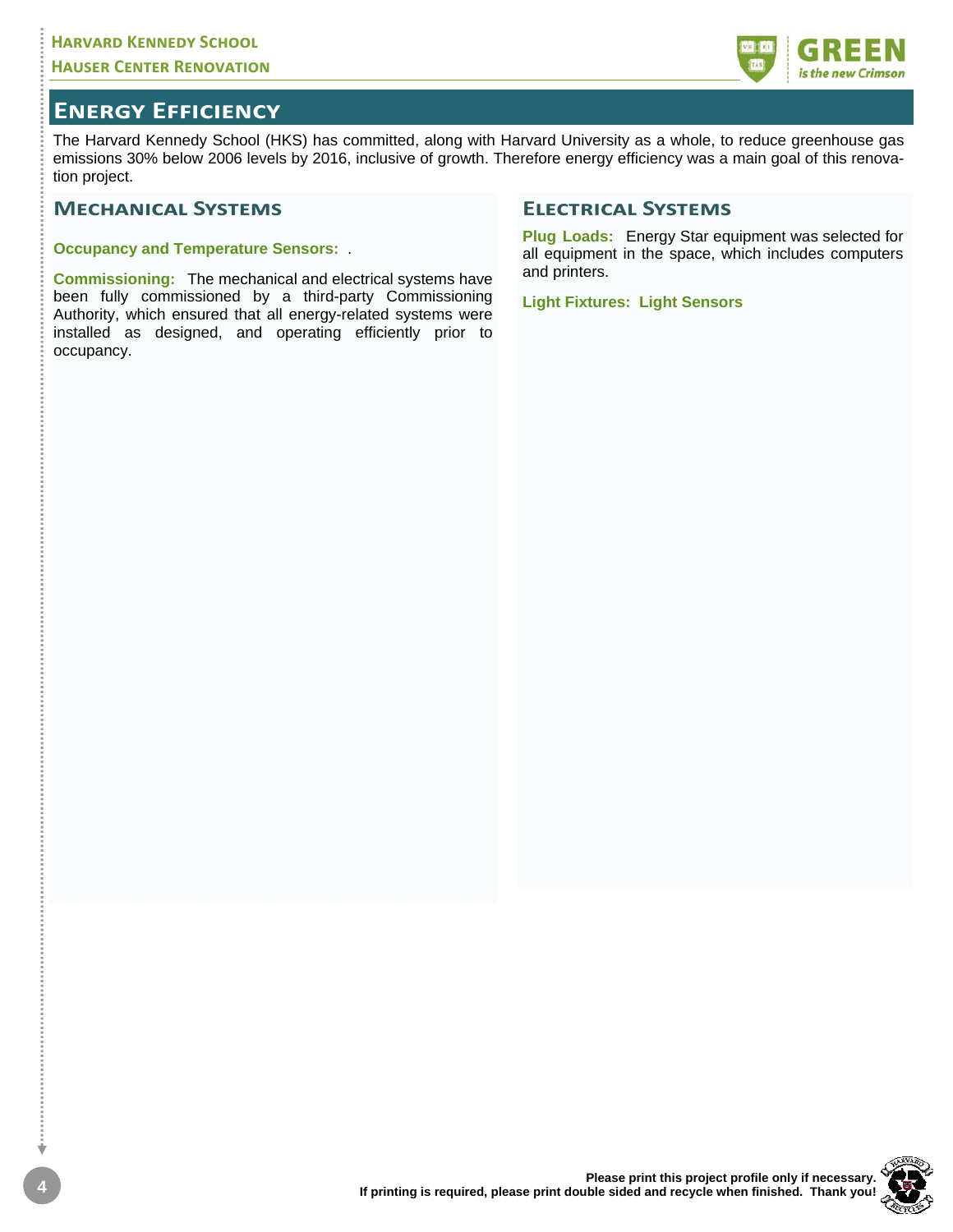## Energy Efficiency

The Harvard Kennedy School (HKS) has committed, along with Harvard University as a whole, to reduce greenhouse gas emissions 30% below 2006 levels by 2016, inclusive of growth. Therefore energy efficiency was a main goal of this renovation project.

### Mechanical Systems

**Occupancy and Temperature Sensors:** .

**Commissioning:** The mechanical and electrical systems have been fully commissioned by a third-party Commissioning Authority, which ensured that all energy-related systems were installed as designed, and operating efficiently prior to occupancy.

### Electrical Systems

**Plug Loads:** Energy Star equipment was selected for all equipment in the space, which includes computers and printers.

**Light Fixtures: Light Sensors**

Please print this project profile only if necessary.
If printing is required, please print double sided and recycle when finished. Thank you!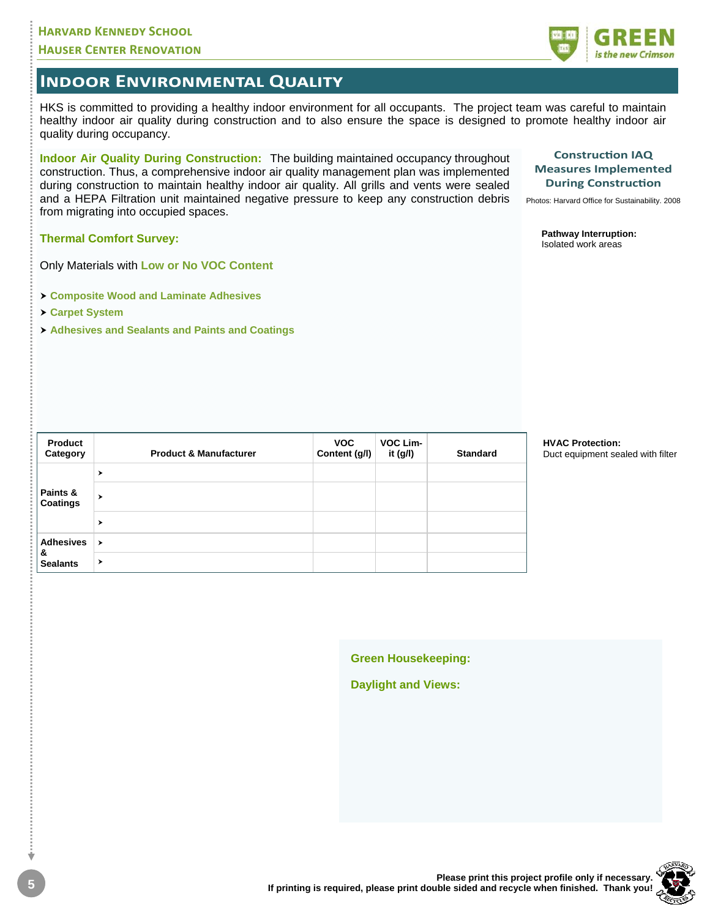# Indoor Environmental Quality

HKS is committed to providing a healthy indoor environment for all occupants. The project team was careful to maintain healthy indoor air quality during construction and to also ensure the space is designed to promote healthy indoor air quality during occupancy.

**Indoor Air Quality During Construction:** The building maintained occupancy throughout construction. Thus, a comprehensive indoor air quality management plan was implemented during construction to maintain healthy indoor air quality. All grills and vents were sealed and a HEPA Filtration unit maintained negative pressure to keep any construction debris from migrating into occupied spaces.

**Thermal Comfort Survey:**

Only Materials with **Low or No VOC Content**

- **Composite Wood and Laminate Adhesives**
- **Carpet System**
- **Adhesives and Sealants and Paints and Coatings**

| Product Category | Product & Manufacturer | VOC Content (g/l) | VOC Limit (g/l) | Standard |
|---|---|---|---|---|
| Paints & Coatings | ➤ | | | |
| | ➤ | | | |
| | ➤ | | | |
| Adhesives & Sealants | ➤ | | | |
| | ➤ | | | |

## Construction IAQ Measures Implemented During Construction

Photos: Harvard Office for Sustainability. 2008

**Pathway Interruption:** Isolated work areas

**HVAC Protection:** Duct equipment sealed with filter

**Green Housekeeping:**

**Daylight and Views:**

**Please print this project profile only if necessary. If printing is required, please print double sided and recycle when finished. Thank you!**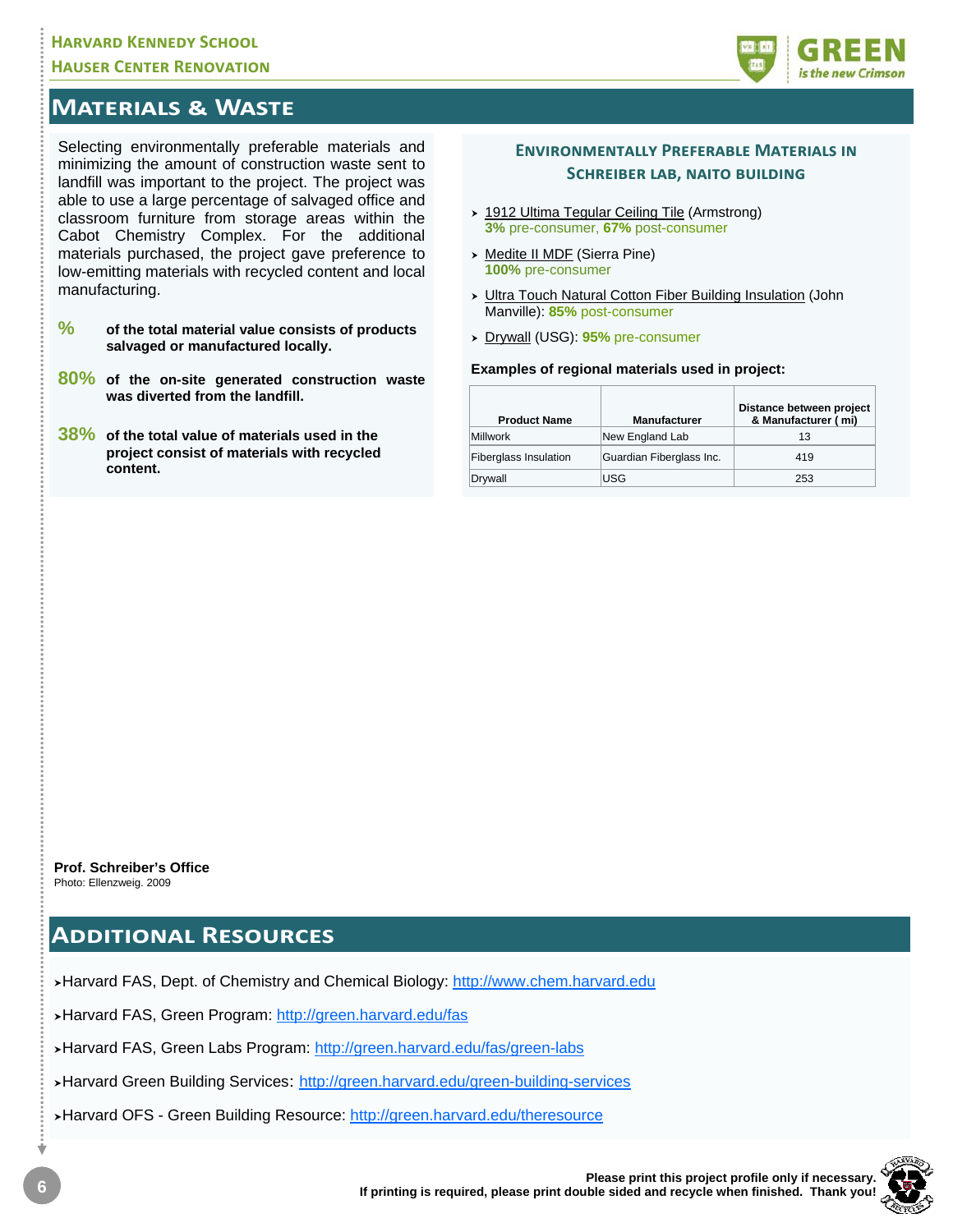## Materials & Waste

Selecting environmentally preferable materials and minimizing the amount of construction waste sent to landfill was important to the project. The project was able to use a large percentage of salvaged office and classroom furniture from storage areas within the Cabot Chemistry Complex. For the additional materials purchased, the project gave preference to low-emitting materials with recycled content and local manufacturing.

**%** **of the total material value consists of products salvaged or manufactured locally.**

**80%** **of the on-site generated construction waste was diverted from the landfill.**

**38%** **of the total value of materials used in the project consist of materials with recycled content.**

### Environmentally Preferable Materials in Schreiber Lab, Naito Building

- 1912 Ultima Tegular Ceiling Tile (Armstrong) **3%** pre-consumer, **67%** post-consumer
- Medite II MDF (Sierra Pine) **100%** pre-consumer
- Ultra Touch Natural Cotton Fiber Building Insulation (John Manville): **85%** post-consumer
- Drywall (USG): **95%** pre-consumer

**Examples of regional materials used in project:**

| Product Name | Manufacturer | Distance between project & Manufacturer ( mi) |
|---|---|---|
| Millwork | New England Lab | 13 |
| Fiberglass Insulation | Guardian Fiberglass Inc. | 419 |
| Drywall | USG | 253 |

**Prof. Schreiber's Office**
Photo: Ellenzweig. 2009

## Additional Resources

- Harvard FAS, Dept. of Chemistry and Chemical Biology: http://www.chem.harvard.edu
- Harvard FAS, Green Program: http://green.harvard.edu/fas
- Harvard FAS, Green Labs Program: http://green.harvard.edu/fas/green-labs
- Harvard Green Building Services: http://green.harvard.edu/green-building-services
- Harvard OFS - Green Building Resource: http://green.harvard.edu/theresource

**Please print this project profile only if necessary.**
**If printing is required, please print double sided and recycle when finished. Thank you!**